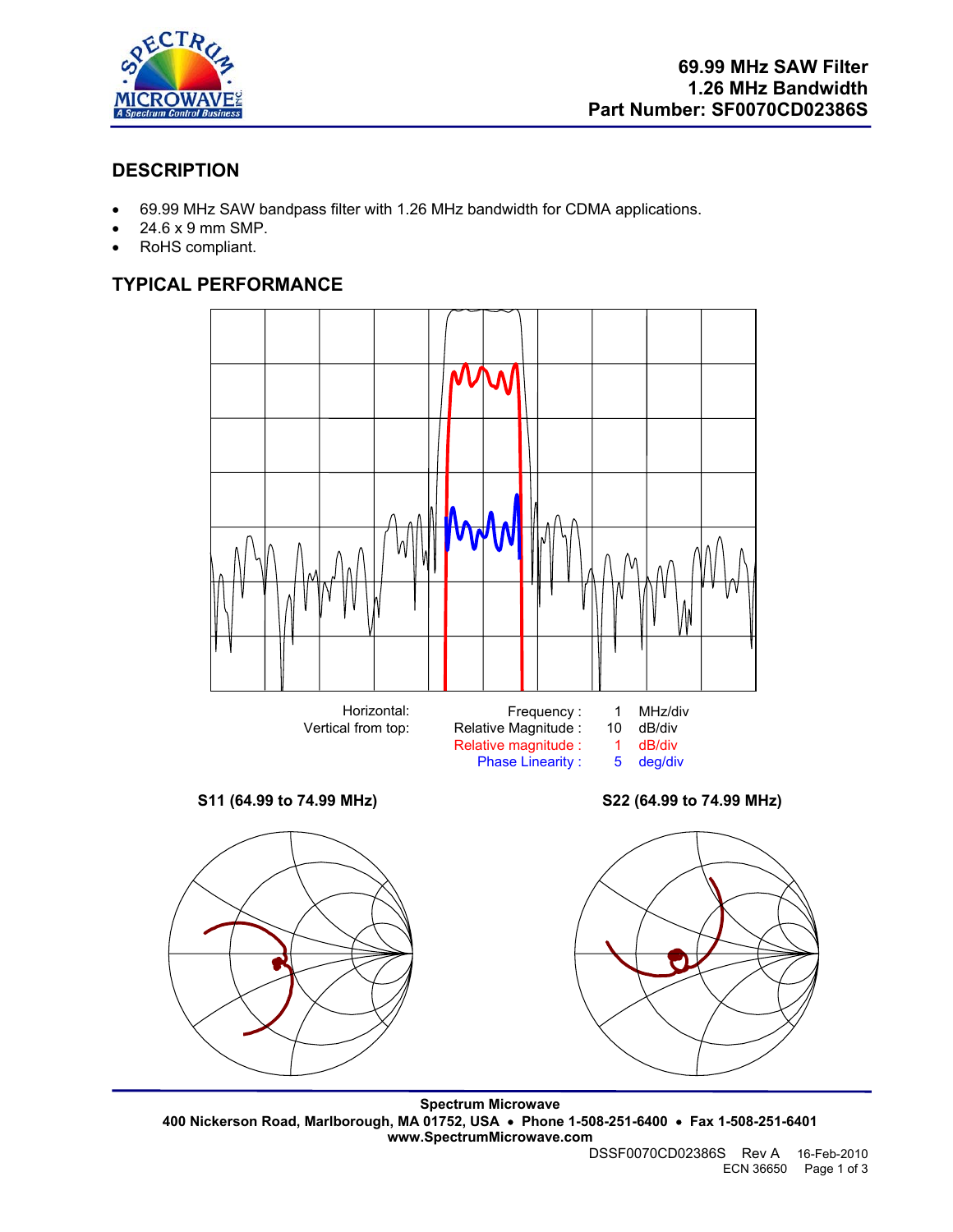# 69.99 MHz SAW Filter
# 1.26 MHz Bandwidth
# Part Number: SF0070CD02386S

## DESCRIPTION

- 69.99 MHz SAW bandpass filter with 1.26 MHz bandwidth for CDMA applications.
- 24.6 x 9 mm SMP.
- RoHS compliant.

## TYPICAL PERFORMANCE

| | | | |
|---|---|---|---|
| Horizontal: | Frequency : | 1 | MHz/div |
| Vertical from top: | Relative Magnitude : | 10 | dB/div |
| | Relative magnitude : | 1 | dB/div |
| | Phase Linearity : | 5 | deg/div |

**S11 (64.99 to 74.99 MHz)**

**S22 (64.99 to 74.99 MHz)**

**Spectrum Microwave**
**400 Nickerson Road, Marlborough, MA 01752, USA • Phone 1-508-251-6400 • Fax 1-508-251-6401**
**www.SpectrumMicrowave.com**

DSSF0070CD02386S Rev A 16-Feb-2010
ECN 36650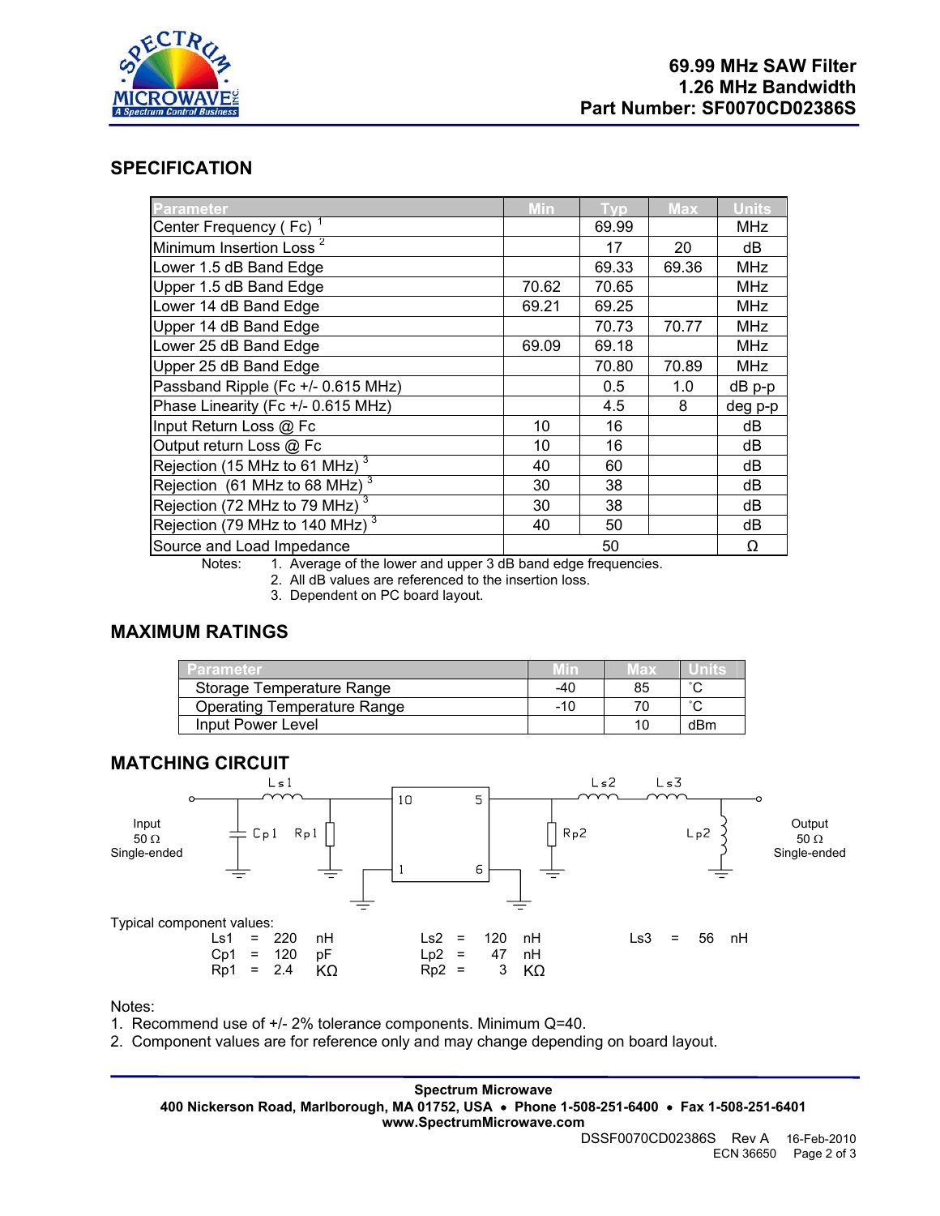**69.99 MHz SAW Filter**
**1.26 MHz Bandwidth**
**Part Number: SF0070CD02386S**

## SPECIFICATION

| Parameter | Min | Typ | Max | Units |
|---|---|---|---|---|
| Center Frequency ( Fc) [1] | | 69.99 | | MHz |
| Minimum Insertion Loss [2] | | 17 | 20 | dB |
| Lower 1.5 dB Band Edge | | 69.33 | 69.36 | MHz |
| Upper 1.5 dB Band Edge | 70.62 | 70.65 | | MHz |
| Lower 14 dB Band Edge | 69.21 | 69.25 | | MHz |
| Upper 14 dB Band Edge | | 70.73 | 70.77 | MHz |
| Lower 25 dB Band Edge | 69.09 | 69.18 | | MHz |
| Upper 25 dB Band Edge | | 70.80 | 70.89 | MHz |
| Passband Ripple (Fc +/- 0.615 MHz) | | 0.5 | 1.0 | dB p-p |
| Phase Linearity (Fc +/- 0.615 MHz) | | 4.5 | 8 | deg p-p |
| Input Return Loss @ Fc | 10 | 16 | | dB |
| Output return Loss @ Fc | 10 | 16 | | dB |
| Rejection (15 MHz to 61 MHz) [3] | 40 | 60 | | dB |
| Rejection (61 MHz to 68 MHz) [3] | 30 | 38 | | dB |
| Rejection (72 MHz to 79 MHz) [3] | 30 | 38 | | dB |
| Rejection (79 MHz to 140 MHz) [3] | 40 | 50 | | dB |
| Source and Load Impedance | | 50 | | Ω |

Notes:
1. Average of the lower and upper 3 dB band edge frequencies.
2. All dB values are referenced to the insertion loss.
3. Dependent on PC board layout.

## MAXIMUM RATINGS

| Parameter | Min | Max | Units |
|---|---|---|---|
| Storage Temperature Range | -40 | 85 | ˚C |
| Operating Temperature Range | -10 | 70 | ˚C |
| Input Power Level | | 10 | dBm |

## MATCHING CIRCUIT

Input 50 Ω Single-ended — Ls1, Cp1, Rp1 — pins 10, 5, 1, 6 — Rp2, Ls2, Ls3, Lp2 — Output 50 Ω Single-ended

Typical component values:

| | | | | | |
|---|---|---|---|---|---|
| Ls1 = 220 nH | | Ls2 = 120 nH | | Ls3 = 56 nH | |
| Cp1 = 120 pF | | Lp2 = 47 nH | | | |
| Rp1 = 2.4 KΩ | | Rp2 = 3 KΩ | | | |

Notes:
1. Recommend use of +/- 2% tolerance components. Minimum Q=40.
2. Component values are for reference only and may change depending on board layout.

**Spectrum Microwave**
**400 Nickerson Road, Marlborough, MA 01752, USA • Phone 1-508-251-6400 • Fax 1-508-251-6401**
**www.SpectrumMicrowave.com**

DSSF0070CD02386S Rev A 16-Feb-2010
ECN 36650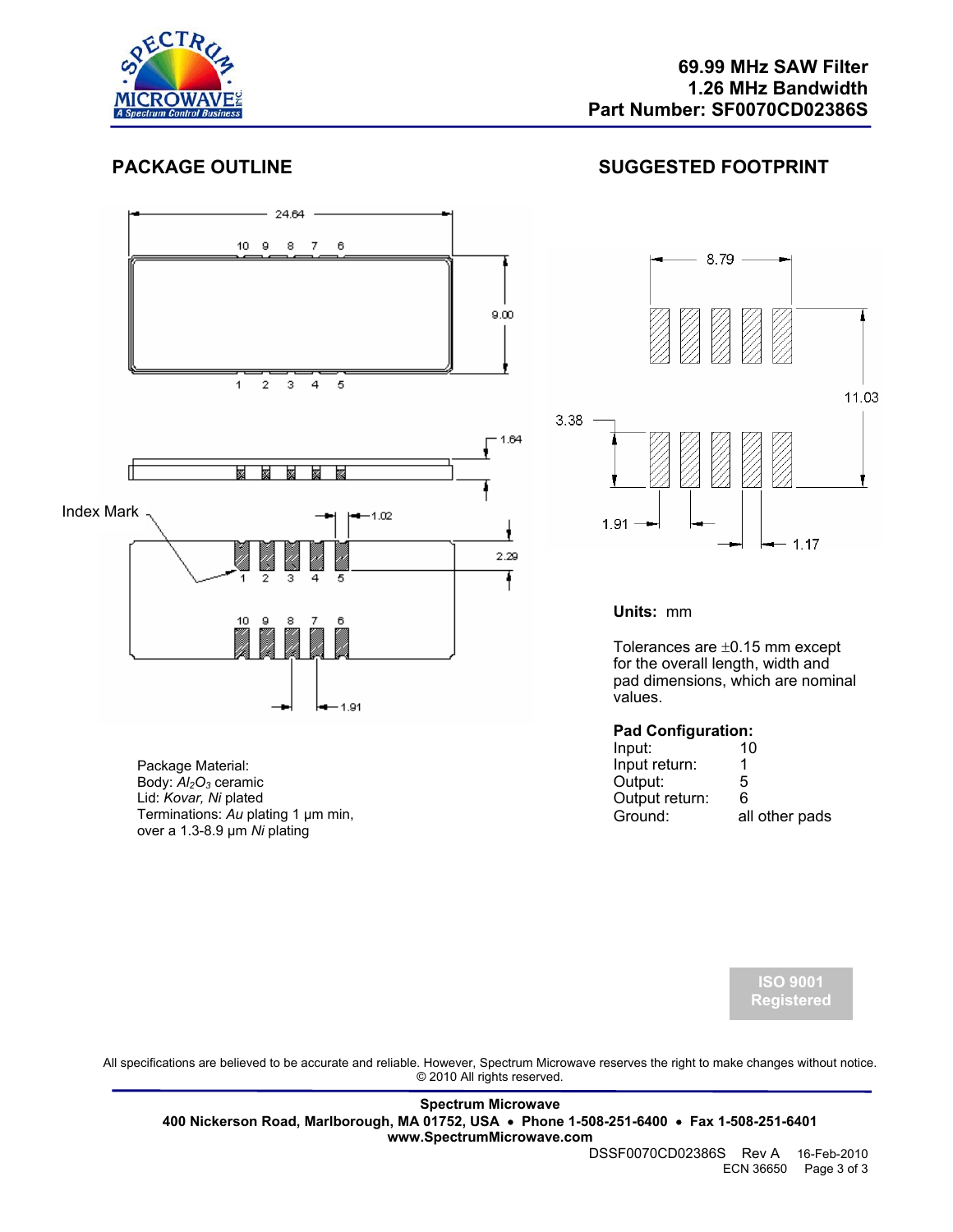# 69.99 MHz SAW Filter
# 1.26 MHz Bandwidth
# Part Number: SF0070CD02386S

## PACKAGE OUTLINE

24.64

10 9 8 7 6

9.00

1 2 3 4 5

1.64

Index Mark

1.02

2.29

1 2 3 4 5

10 9 8 7 6

1.91

Package Material:
Body: $Al_2O_3$ ceramic
Lid: *Kovar, Ni* plated
Terminations: *Au* plating 1 µm min, over a 1.3-8.9 µm *Ni* plating

## SUGGESTED FOOTPRINT

8.79

11.03

3.38

1.91

1.17

**Units:** mm

Tolerances are ±0.15 mm except for the overall length, width and pad dimensions, which are nominal values.

**Pad Configuration:**

| | |
|---|---|
| Input: | 10 |
| Input return: | 1 |
| Output: | 5 |
| Output return: | 6 |
| Ground: | all other pads |

**ISO 9001 Registered**

All specifications are believed to be accurate and reliable. However, Spectrum Microwave reserves the right to make changes without notice.
© 2010 All rights reserved.

**Spectrum Microwave**
**400 Nickerson Road, Marlborough, MA 01752, USA • Phone 1-508-251-6400 • Fax 1-508-251-6401**
**www.SpectrumMicrowave.com**

DSSF0070CD02386S Rev A 16-Feb-2010
ECN 36650